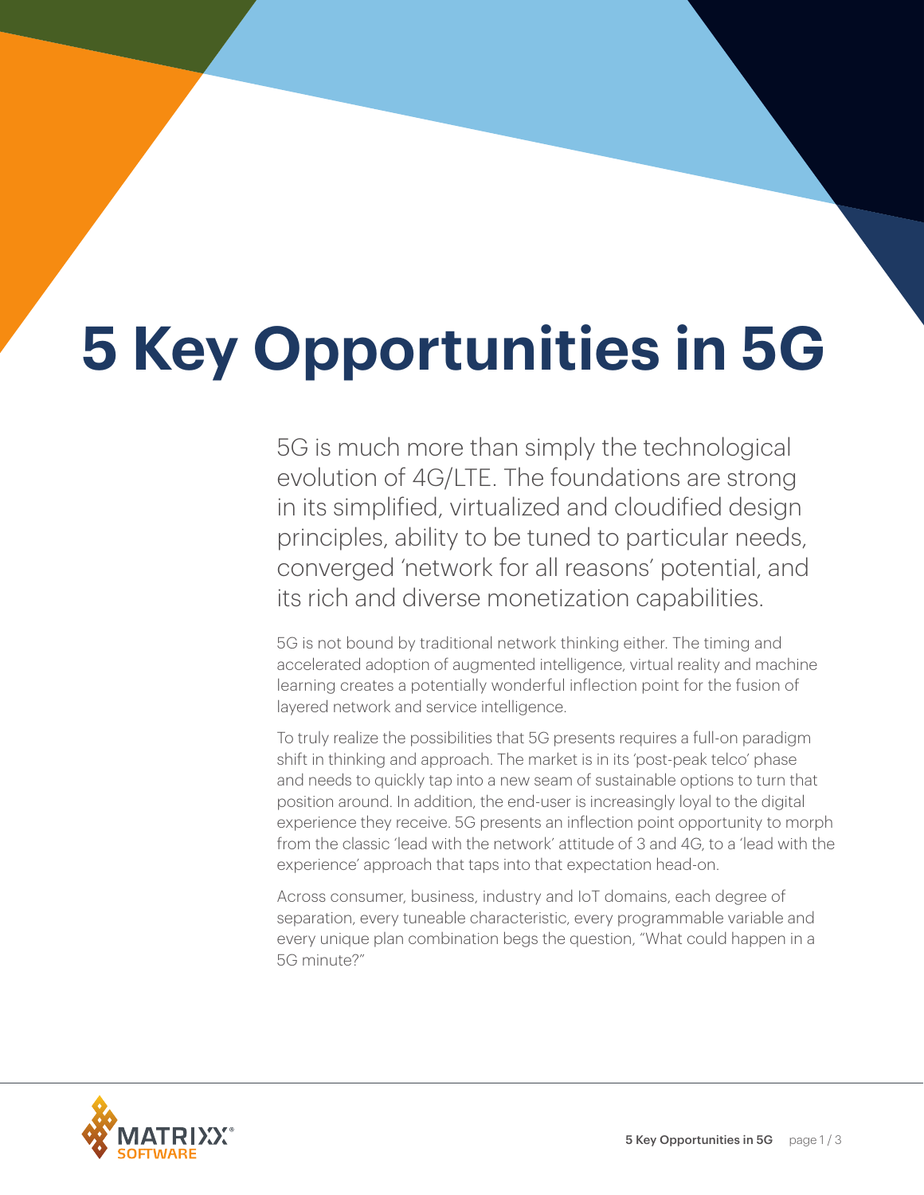# 5 Key Opportunities in 5G

5G is much more than simply the technological evolution of 4G/LTE. The foundations are strong in its simplified, virtualized and cloudified design principles, ability to be tuned to particular needs, converged 'network for all reasons' potential, and its rich and diverse monetization capabilities.

5G is not bound by traditional network thinking either. The timing and accelerated adoption of augmented intelligence, virtual reality and machine learning creates a potentially wonderful inflection point for the fusion of layered network and service intelligence.

To truly realize the possibilities that 5G presents requires a full-on paradigm shift in thinking and approach. The market is in its 'post-peak telco' phase and needs to quickly tap into a new seam of sustainable options to turn that position around. In addition, the end-user is increasingly loyal to the digital experience they receive. 5G presents an inflection point opportunity to morph from the classic 'lead with the network' attitude of 3 and 4G, to a 'lead with the experience' approach that taps into that expectation head-on.

Across consumer, business, industry and IoT domains, each degree of separation, every tuneable characteristic, every programmable variable and every unique plan combination begs the question, "What could happen in a 5G minute?"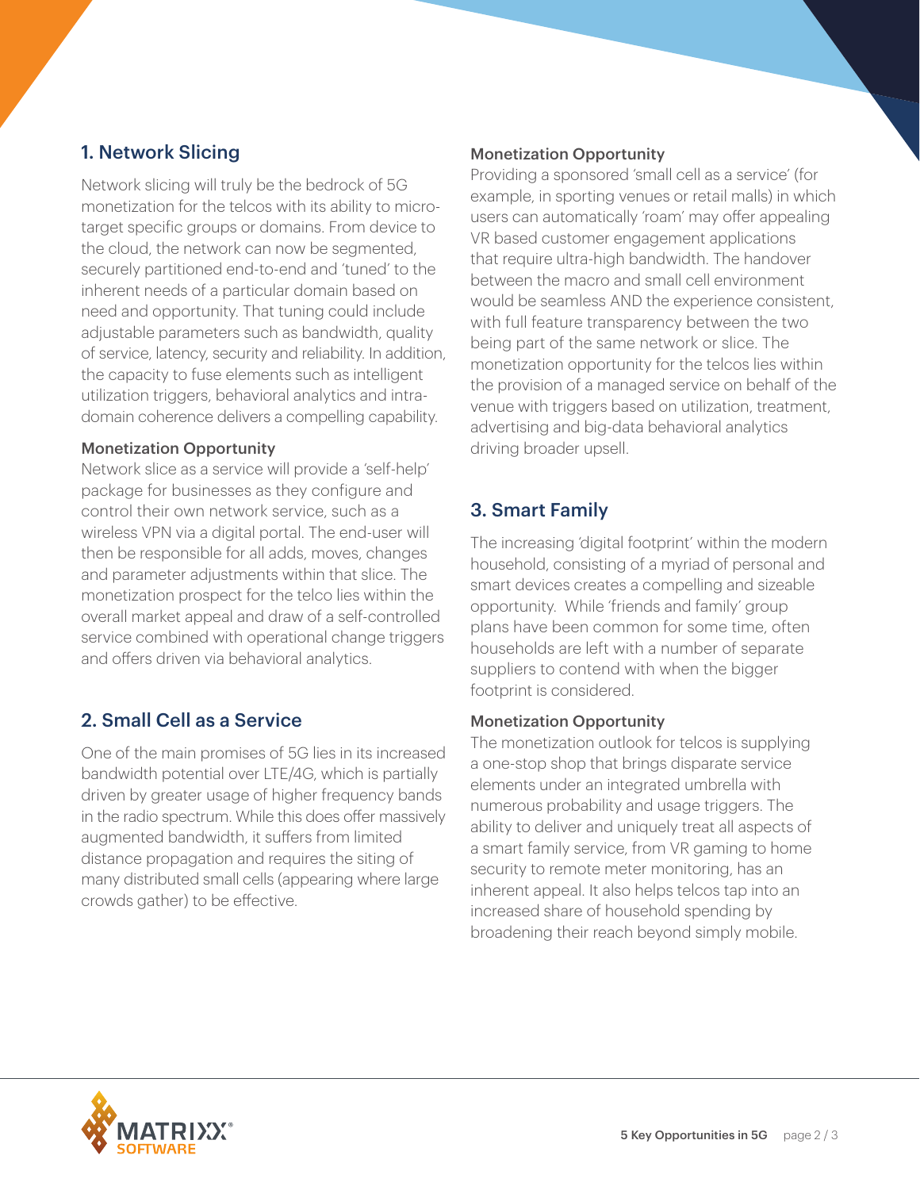## 1. Network Slicing

Network slicing will truly be the bedrock of 5G monetization for the telcos with its ability to micro-target specific groups or domains. From device to the cloud, the network can now be segmented, securely partitioned end-to-end and 'tuned' to the inherent needs of a particular domain based on need and opportunity. That tuning could include adjustable parameters such as bandwidth, quality of service, latency, security and reliability. In addition, the capacity to fuse elements such as intelligent utilization triggers, behavioral analytics and intra-domain coherence delivers a compelling capability.

### Monetization Opportunity

Network slice as a service will provide a 'self-help' package for businesses as they configure and control their own network service, such as a wireless VPN via a digital portal. The end-user will then be responsible for all adds, moves, changes and parameter adjustments within that slice. The monetization prospect for the telco lies within the overall market appeal and draw of a self-controlled service combined with operational change triggers and offers driven via behavioral analytics.

## 2. Small Cell as a Service

One of the main promises of 5G lies in its increased bandwidth potential over LTE/4G, which is partially driven by greater usage of higher frequency bands in the radio spectrum. While this does offer massively augmented bandwidth, it suffers from limited distance propagation and requires the siting of many distributed small cells (appearing where large crowds gather) to be effective.

### Monetization Opportunity

Providing a sponsored 'small cell as a service' (for example, in sporting venues or retail malls) in which users can automatically 'roam' may offer appealing VR based customer engagement applications that require ultra-high bandwidth. The handover between the macro and small cell environment would be seamless AND the experience consistent, with full feature transparency between the two being part of the same network or slice. The monetization opportunity for the telcos lies within the provision of a managed service on behalf of the venue with triggers based on utilization, treatment, advertising and big-data behavioral analytics driving broader upsell.

## 3. Smart Family

The increasing 'digital footprint' within the modern household, consisting of a myriad of personal and smart devices creates a compelling and sizeable opportunity. While 'friends and family' group plans have been common for some time, often households are left with a number of separate suppliers to contend with when the bigger footprint is considered.

### Monetization Opportunity

The monetization outlook for telcos is supplying a one-stop shop that brings disparate service elements under an integrated umbrella with numerous probability and usage triggers. The ability to deliver and uniquely treat all aspects of a smart family service, from VR gaming to home security to remote meter monitoring, has an inherent appeal. It also helps telcos tap into an increased share of household spending by broadening their reach beyond simply mobile.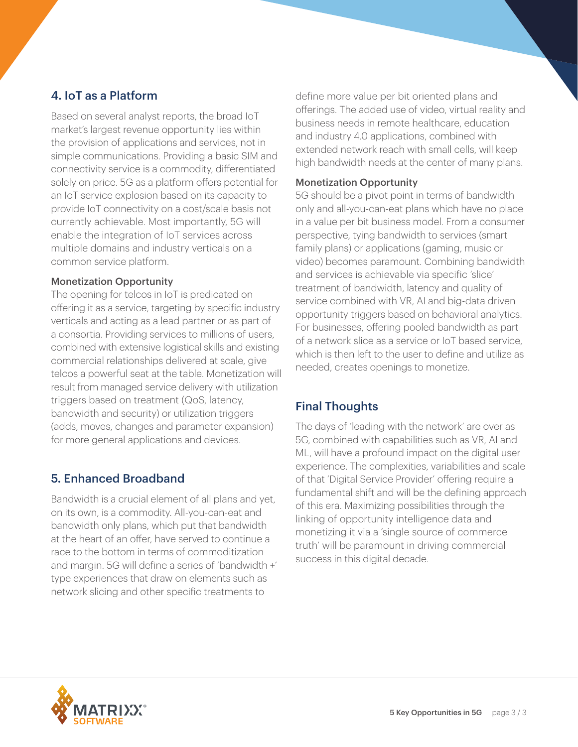## 4. IoT as a Platform

Based on several analyst reports, the broad IoT market's largest revenue opportunity lies within the provision of applications and services, not in simple communications. Providing a basic SIM and connectivity service is a commodity, differentiated solely on price. 5G as a platform offers potential for an IoT service explosion based on its capacity to provide IoT connectivity on a cost/scale basis not currently achievable. Most importantly, 5G will enable the integration of IoT services across multiple domains and industry verticals on a common service platform.

### Monetization Opportunity

The opening for telcos in IoT is predicated on offering it as a service, targeting by specific industry verticals and acting as a lead partner or as part of a consortia. Providing services to millions of users, combined with extensive logistical skills and existing commercial relationships delivered at scale, give telcos a powerful seat at the table. Monetization will result from managed service delivery with utilization triggers based on treatment (QoS, latency, bandwidth and security) or utilization triggers (adds, moves, changes and parameter expansion) for more general applications and devices.

## 5. Enhanced Broadband

Bandwidth is a crucial element of all plans and yet, on its own, is a commodity. All-you-can-eat and bandwidth only plans, which put that bandwidth at the heart of an offer, have served to continue a race to the bottom in terms of commoditization and margin. 5G will define a series of 'bandwidth +' type experiences that draw on elements such as network slicing and other specific treatments to define more value per bit oriented plans and offerings. The added use of video, virtual reality and business needs in remote healthcare, education and industry 4.0 applications, combined with extended network reach with small cells, will keep high bandwidth needs at the center of many plans.

### Monetization Opportunity

5G should be a pivot point in terms of bandwidth only and all-you-can-eat plans which have no place in a value per bit business model. From a consumer perspective, tying bandwidth to services (smart family plans) or applications (gaming, music or video) becomes paramount. Combining bandwidth and services is achievable via specific 'slice' treatment of bandwidth, latency and quality of service combined with VR, AI and big-data driven opportunity triggers based on behavioral analytics. For businesses, offering pooled bandwidth as part of a network slice as a service or IoT based service, which is then left to the user to define and utilize as needed, creates openings to monetize.

## Final Thoughts

The days of 'leading with the network' are over as 5G, combined with capabilities such as VR, AI and ML, will have a profound impact on the digital user experience. The complexities, variabilities and scale of that 'Digital Service Provider' offering require a fundamental shift and will be the defining approach of this era. Maximizing possibilities through the linking of opportunity intelligence data and monetizing it via a 'single source of commerce truth' will be paramount in driving commercial success in this digital decade.